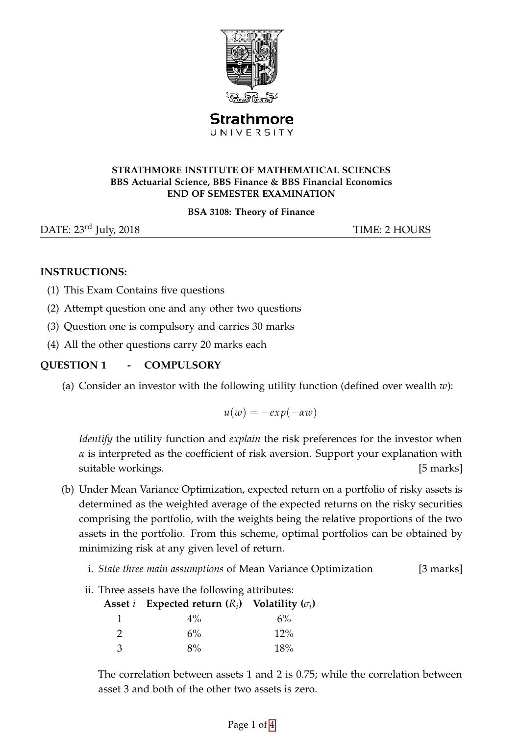**Strathmore**
UNIVERSITY

**STRATHMORE INSTITUTE OF MATHEMATICAL SCIENCES**
**BBS Actuarial Science, BBS Finance & BBS Financial Economics**
**END OF SEMESTER EXAMINATION**

**BSA 3108: Theory of Finance**

DATE: 23rd July, 2018 TIME: 2 HOURS

**INSTRUCTIONS:**

(1) This Exam Contains five questions

(2) Attempt question one and any other two questions

(3) Question one is compulsory and carries 30 marks

(4) All the other questions carry 20 marks each

## QUESTION 1 - COMPULSORY

(a) Consider an investor with the following utility function (defined over wealth $w$):

$$u(w) = -exp(-\alpha w)$$

*Identify* the utility function and *explain* the risk preferences for the investor when $\alpha$ is interpreted as the coefficient of risk aversion. Support your explanation with suitable workings. [5 marks]

(b) Under Mean Variance Optimization, expected return on a portfolio of risky assets is determined as the weighted average of the expected returns on the risky securities comprising the portfolio, with the weights being the relative proportions of the two assets in the portfolio. From this scheme, optimal portfolios can be obtained by minimizing risk at any given level of return.

i. *State three main assumptions* of Mean Variance Optimization [3 marks]

ii. Three assets have the following attributes:

| **Asset** $i$ | **Expected return** ($R_i$) | **Volatility** ($\sigma_i$) |
|---|---|---|
| 1 | 4% | 6% |
| 2 | 6% | 12% |
| 3 | 8% | 18% |

The correlation between assets 1 and 2 is 0.75; while the correlation between asset 3 and both of the other two assets is zero.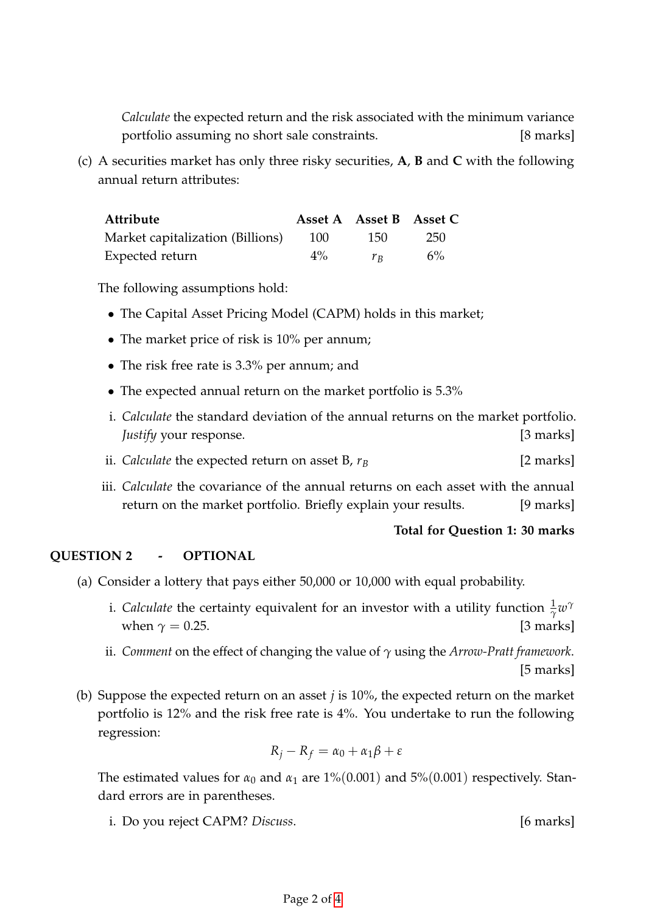*Calculate* the expected return and the risk associated with the minimum variance portfolio assuming no short sale constraints. [8 marks]

(c) A securities market has only three risky securities, **A**, **B** and **C** with the following annual return attributes:

| **Attribute** | **Asset A** | **Asset B** | **Asset C** |
|---|---|---|---|
| Market capitalization (Billions) | 100 | 150 | 250 |
| Expected return | 4% | $r_B$ | 6% |

The following assumptions hold:

- The Capital Asset Pricing Model (CAPM) holds in this market;
- The market price of risk is 10% per annum;
- The risk free rate is 3.3% per annum; and
- The expected annual return on the market portfolio is 5.3%

i. *Calculate* the standard deviation of the annual returns on the market portfolio. *Justify* your response. [3 marks]

ii. *Calculate* the expected return on asset B, $r_B$ [2 marks]

iii. *Calculate* the covariance of the annual returns on each asset with the annual return on the market portfolio. Briefly explain your results. [9 marks]

**Total for Question 1: 30 marks**

## QUESTION 2 - OPTIONAL

(a) Consider a lottery that pays either 50,000 or 10,000 with equal probability.

i. *Calculate* the certainty equivalent for an investor with a utility function $\frac{1}{\gamma}w^{\gamma}$ when $\gamma = 0.25$. [3 marks]

ii. *Comment* on the effect of changing the value of $\gamma$ using the *Arrow-Pratt framework*. [5 marks]

(b) Suppose the expected return on an asset $j$ is 10%, the expected return on the market portfolio is 12% and the risk free rate is 4%. You undertake to run the following regression:

$$R_j - R_f = \alpha_0 + \alpha_1 \beta + \varepsilon$$

The estimated values for $\alpha_0$ and $\alpha_1$ are $1\%(0.001)$ and $5\%(0.001)$ respectively. Standard errors are in parentheses.

i. Do you reject CAPM? *Discuss*. [6 marks]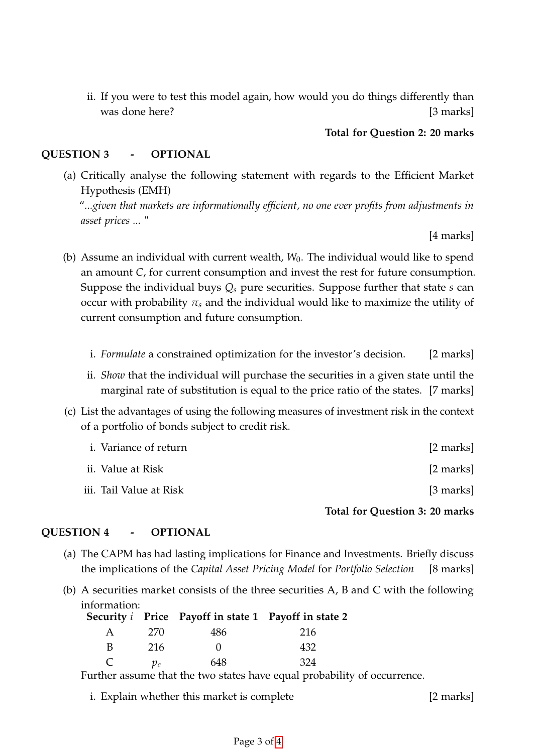ii. If you were to test this model again, how would you do things differently than was done here? [3 marks]

**Total for Question 2: 20 marks**

## QUESTION 3 - OPTIONAL

(a) Critically analyse the following statement with regards to the Efficient Market Hypothesis (EMH)

*"...given that markets are informationally efficient, no one ever profits from adjustments in asset prices ... "*

[4 marks]

(b) Assume an individual with current wealth, $W_0$. The individual would like to spend an amount $C$, for current consumption and invest the rest for future consumption. Suppose the individual buys $Q_s$ pure securities. Suppose further that state $s$ can occur with probability $\pi_s$ and the individual would like to maximize the utility of current consumption and future consumption.

i. *Formulate* a constrained optimization for the investor's decision. [2 marks]

ii. *Show* that the individual will purchase the securities in a given state until the marginal rate of substitution is equal to the price ratio of the states. [7 marks]

(c) List the advantages of using the following measures of investment risk in the context of a portfolio of bonds subject to credit risk.

i. Variance of return [2 marks]

ii. Value at Risk [2 marks]

iii. Tail Value at Risk [3 marks]

**Total for Question 3: 20 marks**

## QUESTION 4 - OPTIONAL

(a) The CAPM has had lasting implications for Finance and Investments. Briefly discuss the implications of the *Capital Asset Pricing Model* for *Portfolio Selection* [8 marks]

(b) A securities market consists of the three securities A, B and C with the following information:

| Security $i$ | Price | Payoff in state 1 | Payoff in state 2 |
|---|---|---|---|
| A | 270 | 486 | 216 |
| B | 216 | 0 | 432 |
| C | $p_c$ | 648 | 324 |

Further assume that the two states have equal probability of occurrence.

i. Explain whether this market is complete [2 marks]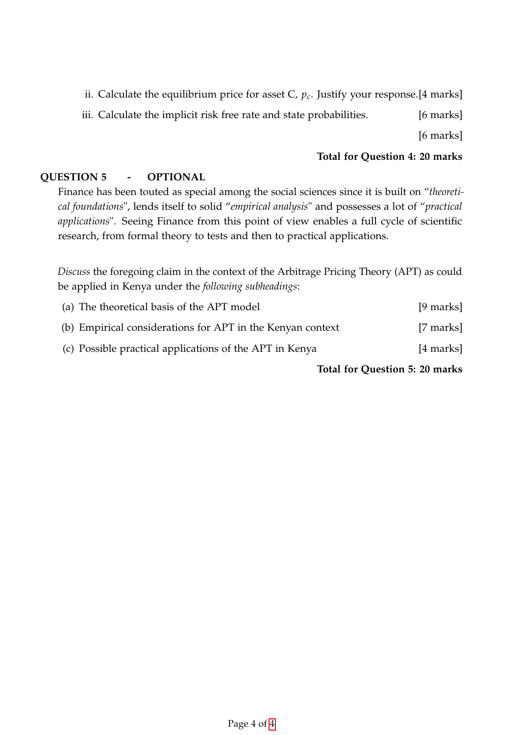ii. Calculate the equilibrium price for asset C, $p_c$. Justify your response. [4 marks]

iii. Calculate the implicit risk free rate and state probabilities. [6 marks]

[6 marks]

**Total for Question 4: 20 marks**

**QUESTION 5 - OPTIONAL**

Finance has been touted as special among the social sciences since it is built on "*theoretical foundations*", lends itself to solid "*empirical analysis*" and possesses a lot of "*practical applications*". Seeing Finance from this point of view enables a full cycle of scientific research, from formal theory to tests and then to practical applications.

*Discuss* the foregoing claim in the context of the Arbitrage Pricing Theory (APT) as could be applied in Kenya under the *following subheadings*:

(a) The theoretical basis of the APT model [9 marks]

(b) Empirical considerations for APT in the Kenyan context [7 marks]

(c) Possible practical applications of the APT in Kenya [4 marks]

**Total for Question 5: 20 marks**